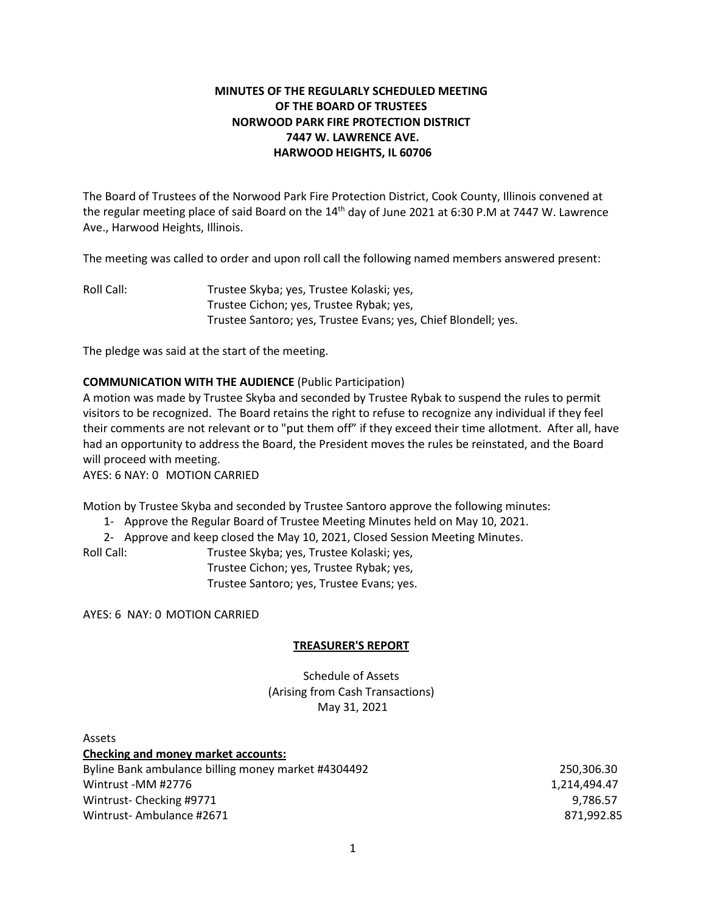**MINUTES OF THE REGULARLY SCHEDULED MEETING**
**OF THE BOARD OF TRUSTEES**
**NORWOOD PARK FIRE PROTECTION DISTRICT**
**7447 W. LAWRENCE AVE.**
**HARWOOD HEIGHTS, IL 60706**

The Board of Trustees of the Norwood Park Fire Protection District, Cook County, Illinois convened at the regular meeting place of said Board on the 14th day of June 2021 at 6:30 P.M at 7447 W. Lawrence Ave., Harwood Heights, Illinois.

The meeting was called to order and upon roll call the following named members answered present:

Roll Call: Trustee Skyba; yes, Trustee Kolaski; yes,
Trustee Cichon; yes, Trustee Rybak; yes,
Trustee Santoro; yes, Trustee Evans; yes, Chief Blondell; yes.

The pledge was said at the start of the meeting.

**COMMUNICATION WITH THE AUDIENCE** (Public Participation)

A motion was made by Trustee Skyba and seconded by Trustee Rybak to suspend the rules to permit visitors to be recognized. The Board retains the right to refuse to recognize any individual if they feel their comments are not relevant or to "put them off" if they exceed their time allotment. After all, have had an opportunity to address the Board, the President moves the rules be reinstated, and the Board will proceed with meeting.

AYES: 6 NAY: 0 MOTION CARRIED

Motion by Trustee Skyba and seconded by Trustee Santoro approve the following minutes:

1- Approve the Regular Board of Trustee Meeting Minutes held on May 10, 2021.
2- Approve and keep closed the May 10, 2021, Closed Session Meeting Minutes.

Roll Call: Trustee Skyba; yes, Trustee Kolaski; yes,
Trustee Cichon; yes, Trustee Rybak; yes,
Trustee Santoro; yes, Trustee Evans; yes.

AYES: 6 NAY: 0 MOTION CARRIED

**TREASURER'S REPORT**

Schedule of Assets
(Arising from Cash Transactions)
May 31, 2021

Assets

**Checking and money market accounts:**

| | |
|---|---|
| Byline Bank ambulance billing money market #4304492 | 250,306.30 |
| Wintrust -MM #2776 | 1,214,494.47 |
| Wintrust- Checking #9771 | 9,786.57 |
| Wintrust- Ambulance #2671 | 871,992.85 |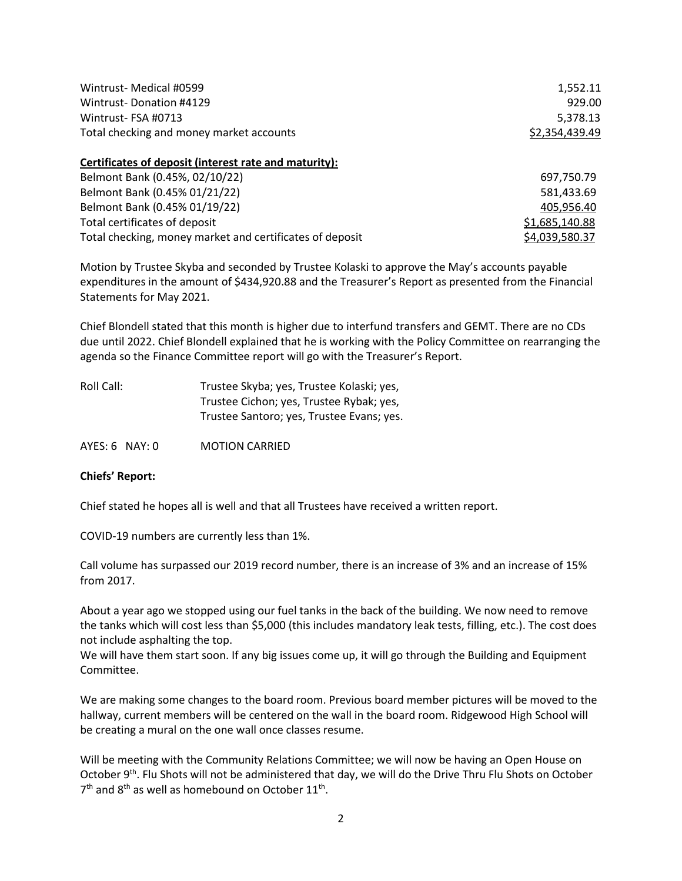| | |
|---|---|
| Wintrust- Medical #0599 | 1,552.11 |
| Wintrust- Donation #4129 | 929.00 |
| Wintrust- FSA #0713 | 5,378.13 |
| Total checking and money market accounts | $2,354,439.49 |

**Certificates of deposit (interest rate and maturity):**

| | |
|---|---|
| Belmont Bank (0.45%, 02/10/22) | 697,750.79 |
| Belmont Bank (0.45% 01/21/22) | 581,433.69 |
| Belmont Bank (0.45% 01/19/22) | 405,956.40 |
| Total certificates of deposit | $1,685,140.88 |
| Total checking, money market and certificates of deposit | $4,039,580.37 |

Motion by Trustee Skyba and seconded by Trustee Kolaski to approve the May's accounts payable expenditures in the amount of $434,920.88 and the Treasurer's Report as presented from the Financial Statements for May 2021.

Chief Blondell stated that this month is higher due to interfund transfers and GEMT. There are no CDs due until 2022. Chief Blondell explained that he is working with the Policy Committee on rearranging the agenda so the Finance Committee report will go with the Treasurer's Report.

Roll Call: Trustee Skyba; yes, Trustee Kolaski; yes, Trustee Cichon; yes, Trustee Rybak; yes, Trustee Santoro; yes, Trustee Evans; yes.

AYES: 6 NAY: 0 MOTION CARRIED

**Chiefs' Report:**

Chief stated he hopes all is well and that all Trustees have received a written report.

COVID-19 numbers are currently less than 1%.

Call volume has surpassed our 2019 record number, there is an increase of 3% and an increase of 15% from 2017.

About a year ago we stopped using our fuel tanks in the back of the building. We now need to remove the tanks which will cost less than $5,000 (this includes mandatory leak tests, filling, etc.). The cost does not include asphalting the top.
We will have them start soon. If any big issues come up, it will go through the Building and Equipment Committee.

We are making some changes to the board room. Previous board member pictures will be moved to the hallway, current members will be centered on the wall in the board room. Ridgewood High School will be creating a mural on the one wall once classes resume.

Will be meeting with the Community Relations Committee; we will now be having an Open House on October 9th. Flu Shots will not be administered that day, we will do the Drive Thru Flu Shots on October 7th and 8th as well as homebound on October 11th.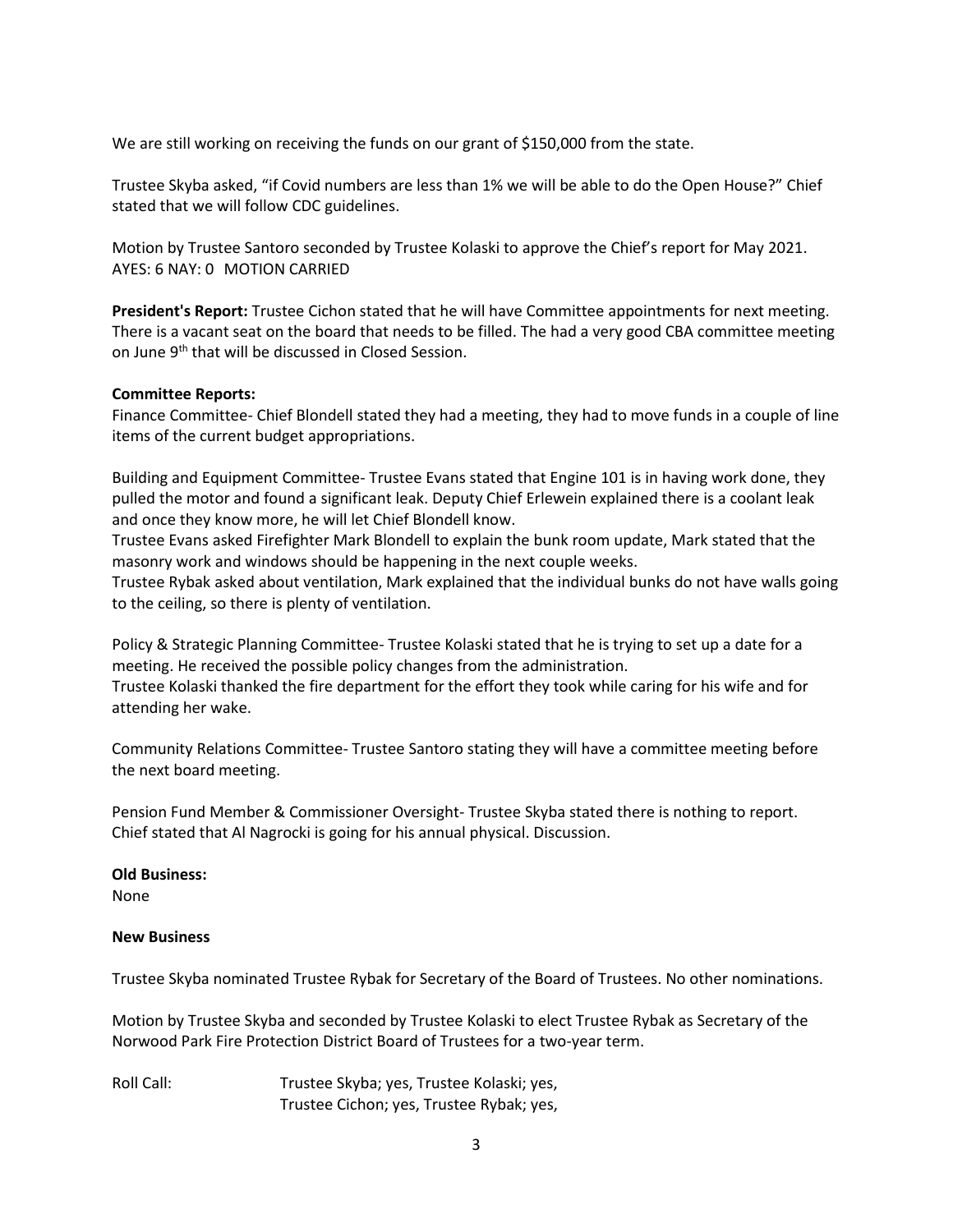We are still working on receiving the funds on our grant of $150,000 from the state.

Trustee Skyba asked, "if Covid numbers are less than 1% we will be able to do the Open House?" Chief stated that we will follow CDC guidelines.

Motion by Trustee Santoro seconded by Trustee Kolaski to approve the Chief's report for May 2021.
AYES: 6 NAY: 0 MOTION CARRIED

**President's Report:** Trustee Cichon stated that he will have Committee appointments for next meeting. There is a vacant seat on the board that needs to be filled. The had a very good CBA committee meeting on June 9th that will be discussed in Closed Session.

**Committee Reports:**
Finance Committee- Chief Blondell stated they had a meeting, they had to move funds in a couple of line items of the current budget appropriations.

Building and Equipment Committee- Trustee Evans stated that Engine 101 is in having work done, they pulled the motor and found a significant leak. Deputy Chief Erlewein explained there is a coolant leak and once they know more, he will let Chief Blondell know.
Trustee Evans asked Firefighter Mark Blondell to explain the bunk room update, Mark stated that the masonry work and windows should be happening in the next couple weeks.
Trustee Rybak asked about ventilation, Mark explained that the individual bunks do not have walls going to the ceiling, so there is plenty of ventilation.

Policy & Strategic Planning Committee- Trustee Kolaski stated that he is trying to set up a date for a meeting. He received the possible policy changes from the administration.
Trustee Kolaski thanked the fire department for the effort they took while caring for his wife and for attending her wake.

Community Relations Committee- Trustee Santoro stating they will have a committee meeting before the next board meeting.

Pension Fund Member & Commissioner Oversight- Trustee Skyba stated there is nothing to report.
Chief stated that Al Nagrocki is going for his annual physical. Discussion.

**Old Business:**
None

**New Business**

Trustee Skyba nominated Trustee Rybak for Secretary of the Board of Trustees. No other nominations.

Motion by Trustee Skyba and seconded by Trustee Kolaski to elect Trustee Rybak as Secretary of the Norwood Park Fire Protection District Board of Trustees for a two-year term.

Roll Call: Trustee Skyba; yes, Trustee Kolaski; yes,
Trustee Cichon; yes, Trustee Rybak; yes,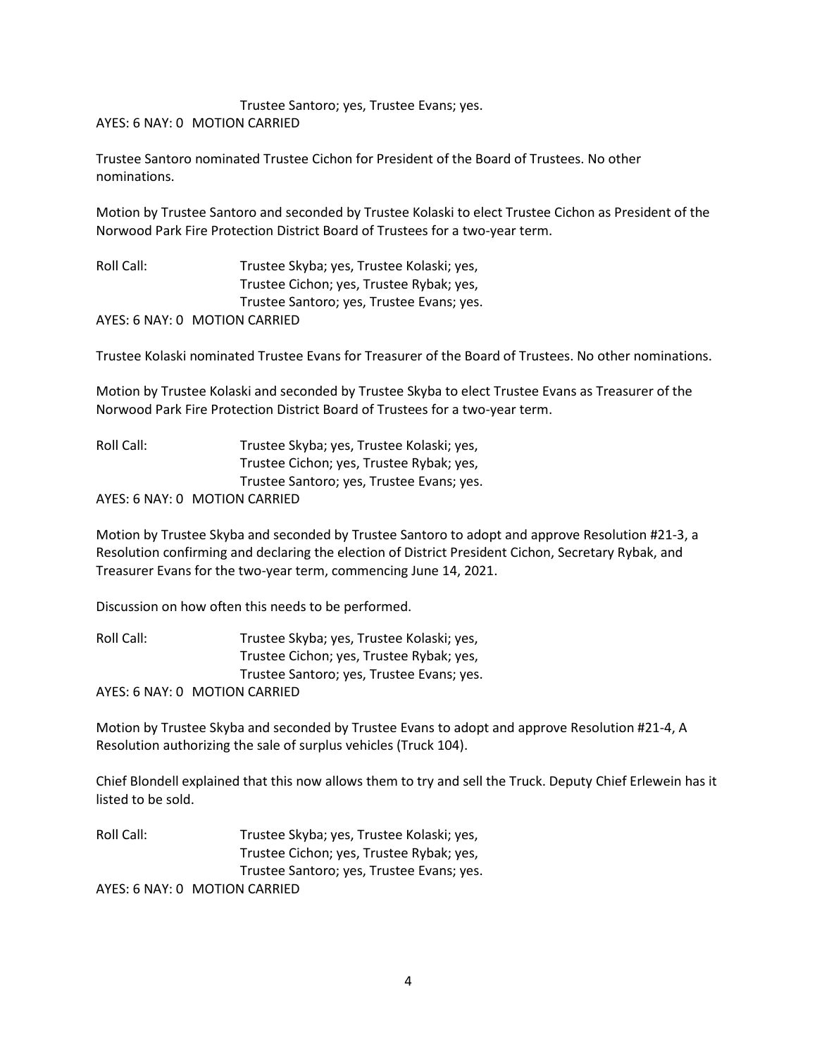Trustee Santoro; yes, Trustee Evans; yes.

AYES: 6 NAY: 0 MOTION CARRIED

Trustee Santoro nominated Trustee Cichon for President of the Board of Trustees. No other nominations.

Motion by Trustee Santoro and seconded by Trustee Kolaski to elect Trustee Cichon as President of the Norwood Park Fire Protection District Board of Trustees for a two-year term.

Roll Call: Trustee Skyba; yes, Trustee Kolaski; yes,
Trustee Cichon; yes, Trustee Rybak; yes,
Trustee Santoro; yes, Trustee Evans; yes.

AYES: 6 NAY: 0 MOTION CARRIED

Trustee Kolaski nominated Trustee Evans for Treasurer of the Board of Trustees. No other nominations.

Motion by Trustee Kolaski and seconded by Trustee Skyba to elect Trustee Evans as Treasurer of the Norwood Park Fire Protection District Board of Trustees for a two-year term.

Roll Call: Trustee Skyba; yes, Trustee Kolaski; yes,
Trustee Cichon; yes, Trustee Rybak; yes,
Trustee Santoro; yes, Trustee Evans; yes.

AYES: 6 NAY: 0 MOTION CARRIED

Motion by Trustee Skyba and seconded by Trustee Santoro to adopt and approve Resolution #21-3, a Resolution confirming and declaring the election of District President Cichon, Secretary Rybak, and Treasurer Evans for the two-year term, commencing June 14, 2021.

Discussion on how often this needs to be performed.

Roll Call: Trustee Skyba; yes, Trustee Kolaski; yes,
Trustee Cichon; yes, Trustee Rybak; yes,
Trustee Santoro; yes, Trustee Evans; yes.

AYES: 6 NAY: 0 MOTION CARRIED

Motion by Trustee Skyba and seconded by Trustee Evans to adopt and approve Resolution #21-4, A Resolution authorizing the sale of surplus vehicles (Truck 104).

Chief Blondell explained that this now allows them to try and sell the Truck. Deputy Chief Erlewein has it listed to be sold.

Roll Call: Trustee Skyba; yes, Trustee Kolaski; yes,
Trustee Cichon; yes, Trustee Rybak; yes,
Trustee Santoro; yes, Trustee Evans; yes.

AYES: 6 NAY: 0 MOTION CARRIED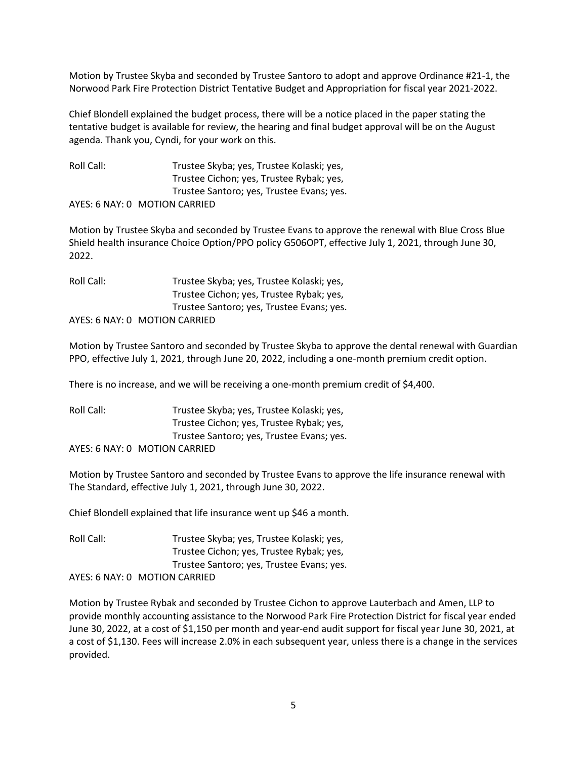Motion by Trustee Skyba and seconded by Trustee Santoro to adopt and approve Ordinance #21-1, the Norwood Park Fire Protection District Tentative Budget and Appropriation for fiscal year 2021-2022.

Chief Blondell explained the budget process, there will be a notice placed in the paper stating the tentative budget is available for review, the hearing and final budget approval will be on the August agenda. Thank you, Cyndi, for your work on this.

Roll Call: Trustee Skyba; yes, Trustee Kolaski; yes,
Trustee Cichon; yes, Trustee Rybak; yes,
Trustee Santoro; yes, Trustee Evans; yes.

AYES: 6 NAY: 0 MOTION CARRIED

Motion by Trustee Skyba and seconded by Trustee Evans to approve the renewal with Blue Cross Blue Shield health insurance Choice Option/PPO policy G506OPT, effective July 1, 2021, through June 30, 2022.

Roll Call: Trustee Skyba; yes, Trustee Kolaski; yes,
Trustee Cichon; yes, Trustee Rybak; yes,
Trustee Santoro; yes, Trustee Evans; yes.

AYES: 6 NAY: 0 MOTION CARRIED

Motion by Trustee Santoro and seconded by Trustee Skyba to approve the dental renewal with Guardian PPO, effective July 1, 2021, through June 20, 2022, including a one-month premium credit option.

There is no increase, and we will be receiving a one-month premium credit of $4,400.

Roll Call: Trustee Skyba; yes, Trustee Kolaski; yes,
Trustee Cichon; yes, Trustee Rybak; yes,
Trustee Santoro; yes, Trustee Evans; yes.

AYES: 6 NAY: 0 MOTION CARRIED

Motion by Trustee Santoro and seconded by Trustee Evans to approve the life insurance renewal with The Standard, effective July 1, 2021, through June 30, 2022.

Chief Blondell explained that life insurance went up $46 a month.

Roll Call: Trustee Skyba; yes, Trustee Kolaski; yes,
Trustee Cichon; yes, Trustee Rybak; yes,
Trustee Santoro; yes, Trustee Evans; yes.

AYES: 6 NAY: 0 MOTION CARRIED

Motion by Trustee Rybak and seconded by Trustee Cichon to approve Lauterbach and Amen, LLP to provide monthly accounting assistance to the Norwood Park Fire Protection District for fiscal year ended June 30, 2022, at a cost of $1,150 per month and year-end audit support for fiscal year June 30, 2021, at a cost of $1,130. Fees will increase 2.0% in each subsequent year, unless there is a change in the services provided.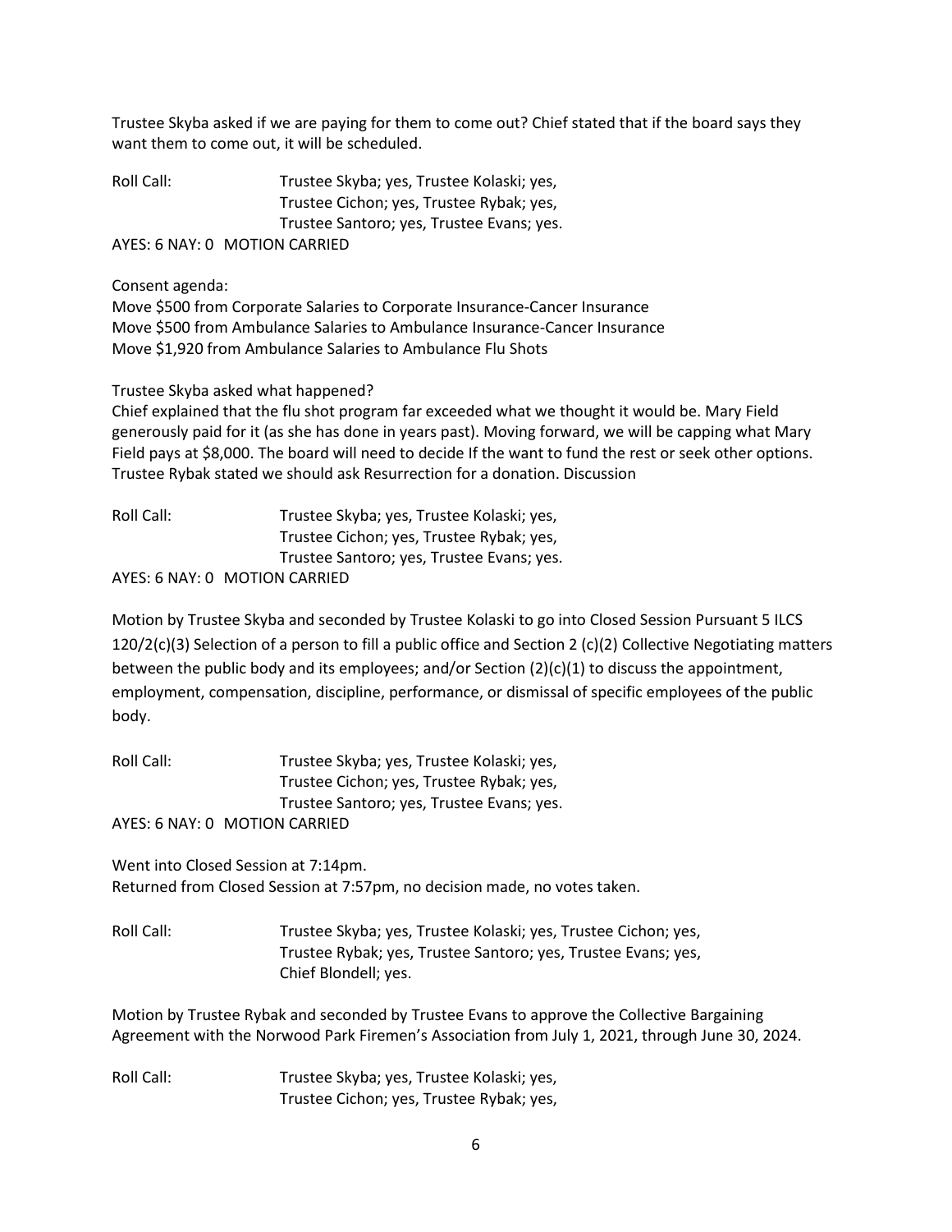Trustee Skyba asked if we are paying for them to come out? Chief stated that if the board says they want them to come out, it will be scheduled.

Roll Call: Trustee Skyba; yes, Trustee Kolaski; yes,
Trustee Cichon; yes, Trustee Rybak; yes,
Trustee Santoro; yes, Trustee Evans; yes.

AYES: 6 NAY: 0 MOTION CARRIED

Consent agenda:
Move $500 from Corporate Salaries to Corporate Insurance-Cancer Insurance
Move $500 from Ambulance Salaries to Ambulance Insurance-Cancer Insurance
Move $1,920 from Ambulance Salaries to Ambulance Flu Shots

Trustee Skyba asked what happened?
Chief explained that the flu shot program far exceeded what we thought it would be. Mary Field generously paid for it (as she has done in years past). Moving forward, we will be capping what Mary Field pays at $8,000. The board will need to decide If the want to fund the rest or seek other options. Trustee Rybak stated we should ask Resurrection for a donation. Discussion

Roll Call: Trustee Skyba; yes, Trustee Kolaski; yes,
Trustee Cichon; yes, Trustee Rybak; yes,
Trustee Santoro; yes, Trustee Evans; yes.

AYES: 6 NAY: 0 MOTION CARRIED

Motion by Trustee Skyba and seconded by Trustee Kolaski to go into Closed Session Pursuant 5 ILCS 120/2(c)(3) Selection of a person to fill a public office and Section 2 (c)(2) Collective Negotiating matters between the public body and its employees; and/or Section (2)(c)(1) to discuss the appointment, employment, compensation, discipline, performance, or dismissal of specific employees of the public body.

Roll Call: Trustee Skyba; yes, Trustee Kolaski; yes,
Trustee Cichon; yes, Trustee Rybak; yes,
Trustee Santoro; yes, Trustee Evans; yes.

AYES: 6 NAY: 0 MOTION CARRIED

Went into Closed Session at 7:14pm.
Returned from Closed Session at 7:57pm, no decision made, no votes taken.

Roll Call: Trustee Skyba; yes, Trustee Kolaski; yes, Trustee Cichon; yes,
Trustee Rybak; yes, Trustee Santoro; yes, Trustee Evans; yes,
Chief Blondell; yes.

Motion by Trustee Rybak and seconded by Trustee Evans to approve the Collective Bargaining Agreement with the Norwood Park Firemen's Association from July 1, 2021, through June 30, 2024.

Roll Call: Trustee Skyba; yes, Trustee Kolaski; yes,
Trustee Cichon; yes, Trustee Rybak; yes,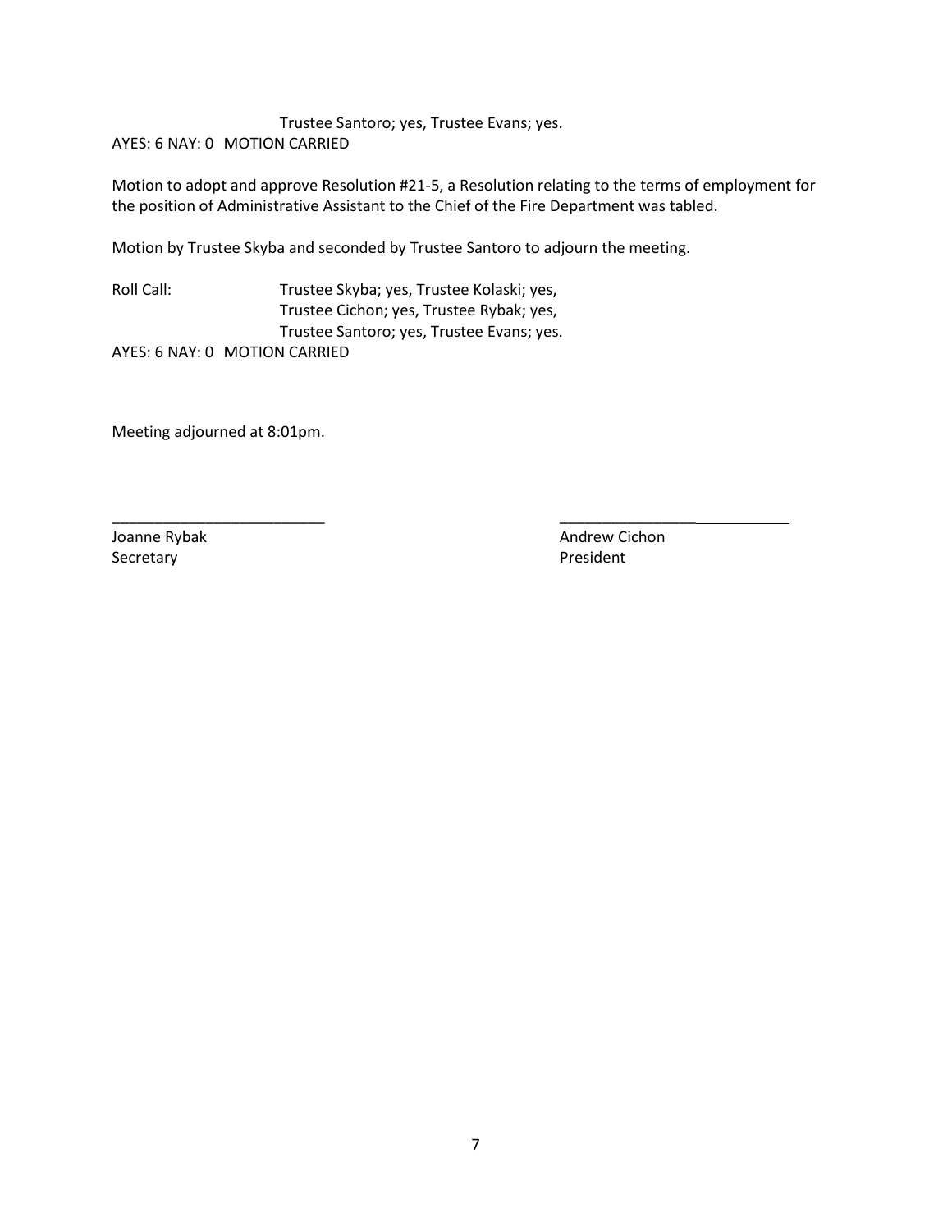Trustee Santoro; yes, Trustee Evans; yes.

AYES: 6 NAY: 0 MOTION CARRIED

Motion to adopt and approve Resolution #21-5, a Resolution relating to the terms of employment for the position of Administrative Assistant to the Chief of the Fire Department was tabled.

Motion by Trustee Skyba and seconded by Trustee Santoro to adjourn the meeting.

Roll Call: Trustee Skyba; yes, Trustee Kolaski; yes,
Trustee Cichon; yes, Trustee Rybak; yes,
Trustee Santoro; yes, Trustee Evans; yes.

AYES: 6 NAY: 0 MOTION CARRIED

Meeting adjourned at 8:01pm.

| | |
|---|---|
| _________________________ | ____________________________ |
| Joanne Rybak | Andrew Cichon |
| Secretary | President |